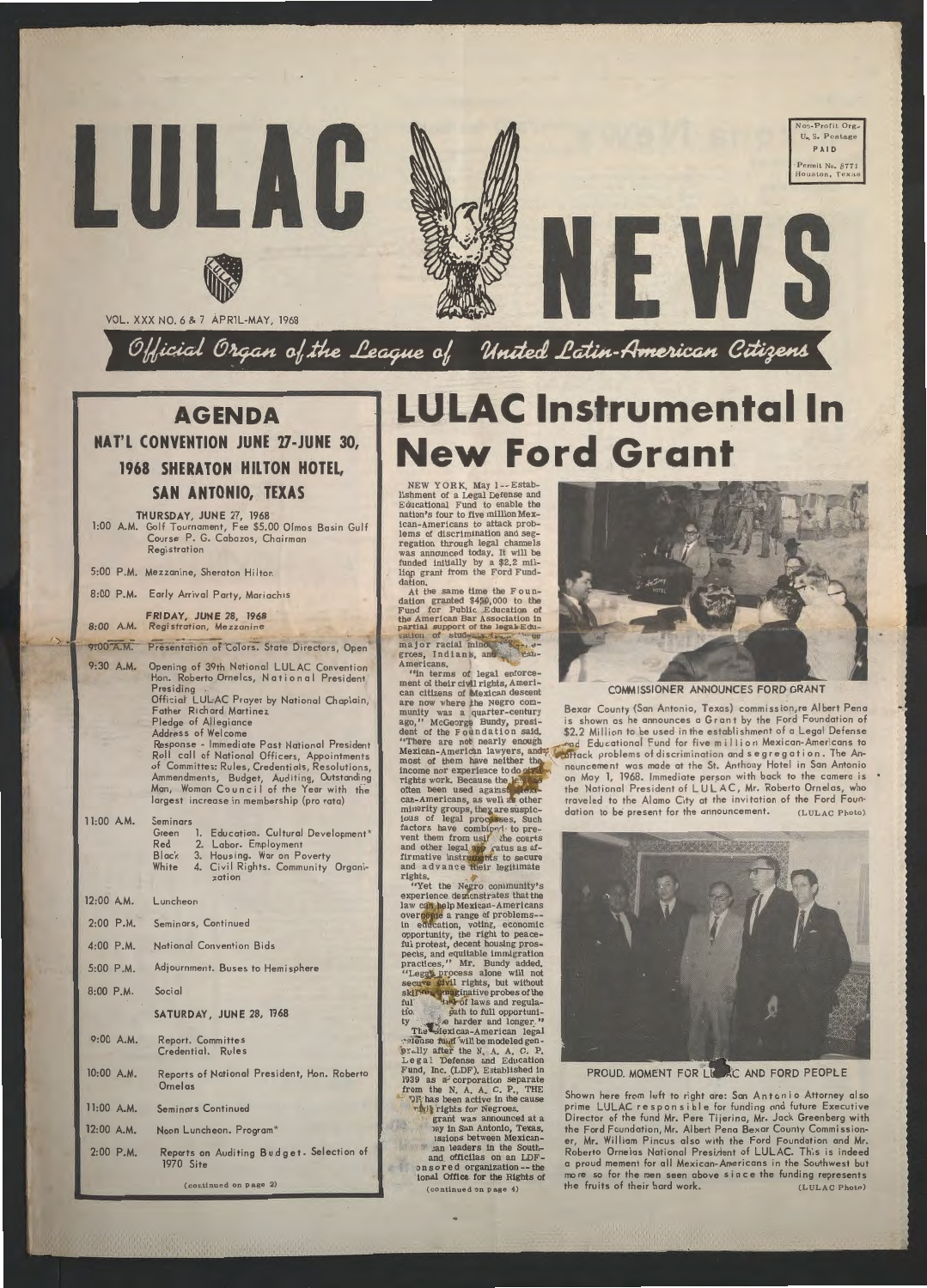# LULAC NEWS

Non-Profit Org.
U. S. Postage
PAID
Permit No. 8771
Houston, Texas

VOL. XXX NO. 6 & 7 APRIL-MAY, 1968

*Official Organ of the League of United Latin-American Citizens*

## AGENDA

### NAT'L CONVENTION JUNE 27-JUNE 30, 1968 SHERATON HILTON HOTEL, SAN ANTONIO, TEXAS

**THURSDAY, JUNE 27, 1968**

| | |
|---|---|
| 1:00 A.M. | Golf Tournament, Fee $5.00 Olmos Basin Gulf Course P. G. Cabazos, Chairman Registration |
| 5:00 P.M. | Mezzanine, Sheraton Hilton |
| 8:00 P.M. | Early Arrival Party, Mariachis |

**FRIDAY, JUNE 28, 1968**

| | |
|---|---|
| 8:00 A.M. | Registration, Mezzanine |
| 9:00 A.M. | Presentation of Colors. State Directors, Open |
| 9:30 A.M. | Opening of 39th National LULAC Convention Hon. Roberto Ornelas, National President Presiding<br>Official LULAC Prayer by National Chaplain, Father Richard Martinez<br>Pledge of Allegiance<br>Address of Welcome<br>Response - Immediate Past National President<br>Roll call of National Officers, Appointments of Committees: Rules, Credentials, Resolutions, Ammendments, Budget, Auditing, Outstanding Man, Woman Council of the Year with the largest increase in membership (pro rata) |
| 11:00 A.M. | Seminars<br>Green 1. Education. Cultural Development*<br>Red 2. Labor. Employment<br>Black 3. Housing. War on Poverty<br>White 4. Civil Rights. Community Organization |
| 12:00 A.M. | Luncheon |
| 2:00 P.M. | Seminars, Continued |
| 4:00 P.M. | National Convention Bids |
| 5:00 P.M. | Adjournment. Buses to Hemisphere |
| 8:00 P.M. | Social |

**SATURDAY, JUNE 28, 1968**

| | |
|---|---|
| 9:00 A.M. | Report. Committes Credential. Rules |
| 10:00 A.M. | Reports of National President, Hon. Roberto Ornelas |
| 11:00 A.M. | Seminars Continued |
| 12:00 A.M. | Noon Luncheon. Program* |
| 2:00 P.M. | Reports on Auditing Budget. Selection of 1970 Site |

(continued on page 2)

# LULAC Instrumental In New Ford Grant

NEW YORK, May 1--Establishment of a Legal Defense and Educational Fund to enable the nation's four to five million Mexican-Americans to attack problems of discrimination and segregation through legal channels was announced today. It will be funded initially by a $2.2 million grant from the Ford Foundation.

At the same time the Foundation granted $450,000 to the Fund for Public Education of the American Bar Association in partial support of the legal education of students from major racial minorities--Negroes, Indians, and Mexican-Americans.

"In terms of legal enforcement of their civil rights, American citizens of Mexican descent are now where the Negro community was a quarter-century ago," McGeorge Bundy, president of the Foundation said. "There are not nearly enough Mexican-American lawyers, and most of them have neither the income nor experience to do civil rights work. Because the law has often been used against Mexican-Americans, as well as other minority groups, they are suspicious of legal processes. Such factors have combined to prevent them from using the courts and other legal apparatus as affirmative instruments to secure and advance their legitimate rights.

"Yet the Negro community's experience demonstrates that the law can help Mexican-Americans overcome a range of problems--in education, voting, economic opportunity, the right to peaceful protest, decent housing prospects, and equitable immigration practices," Mr. Bundy added. "Legal process alone will not secure civil rights, but without skillful imaginative probes of the full ... of laws and regulations ... path to full opportunity ... be harder and longer."

The Mexican-American legal defense fund will be modeled generally after the N. A. A. C. P. Legal Defense and Education Fund, Inc. (LDF), Established in 1939 as a corporation separate from the N. A. A. C. P., THE LDF has been active in the cause of ... rights for Negroes.

... grant was announced at a ... in San Antonio, Texas. ... ssions between Mexican-... leaders in the South... and officials on an LDF-sponsored organization--the ... ional Office for the Rights of

(continued on page 4)

**COMMISSIONER ANNOUNCES FORD GRANT**

Bexar County (San Antonio, Texas) commissioner Albert Pena is shown as he announces a Grant by the Ford Foundation of $2.2 Million to be used in the establishment of a Legal Defense and Educational Fund for five million Mexican-Americans to attack problems of discrimination and segregation. The Announcement was made at the St. Anthony Hotel in San Antonio on May 1, 1968. Immediate person with back to the camera is the National President of LULAC, Mr. Roberto Ornelas, who traveled to the Alamo City at the invitation of the Ford Foundation to be present for the announcement. (LULAC Photo)

**PROUD MOMENT FOR LULAC AND FORD PEOPLE**

Shown here from left to right are: San Antonio Attorney also prime LULAC responsible for funding and future Executive Director of the fund Mr. Pete Tijerina, Mr. Jack Greenberg with the Ford Foundation, Mr. Albert Pena Bexar County Commissioner, Mr. William Pincus also with the Ford Foundation and Mr. Roberto Ornelas National President of LULAC. This is indeed a proud moment for all Mexican-Americans in the Southwest but more so for the men seen above since the funding represents the fruits of their hard work. (LULAC Photo)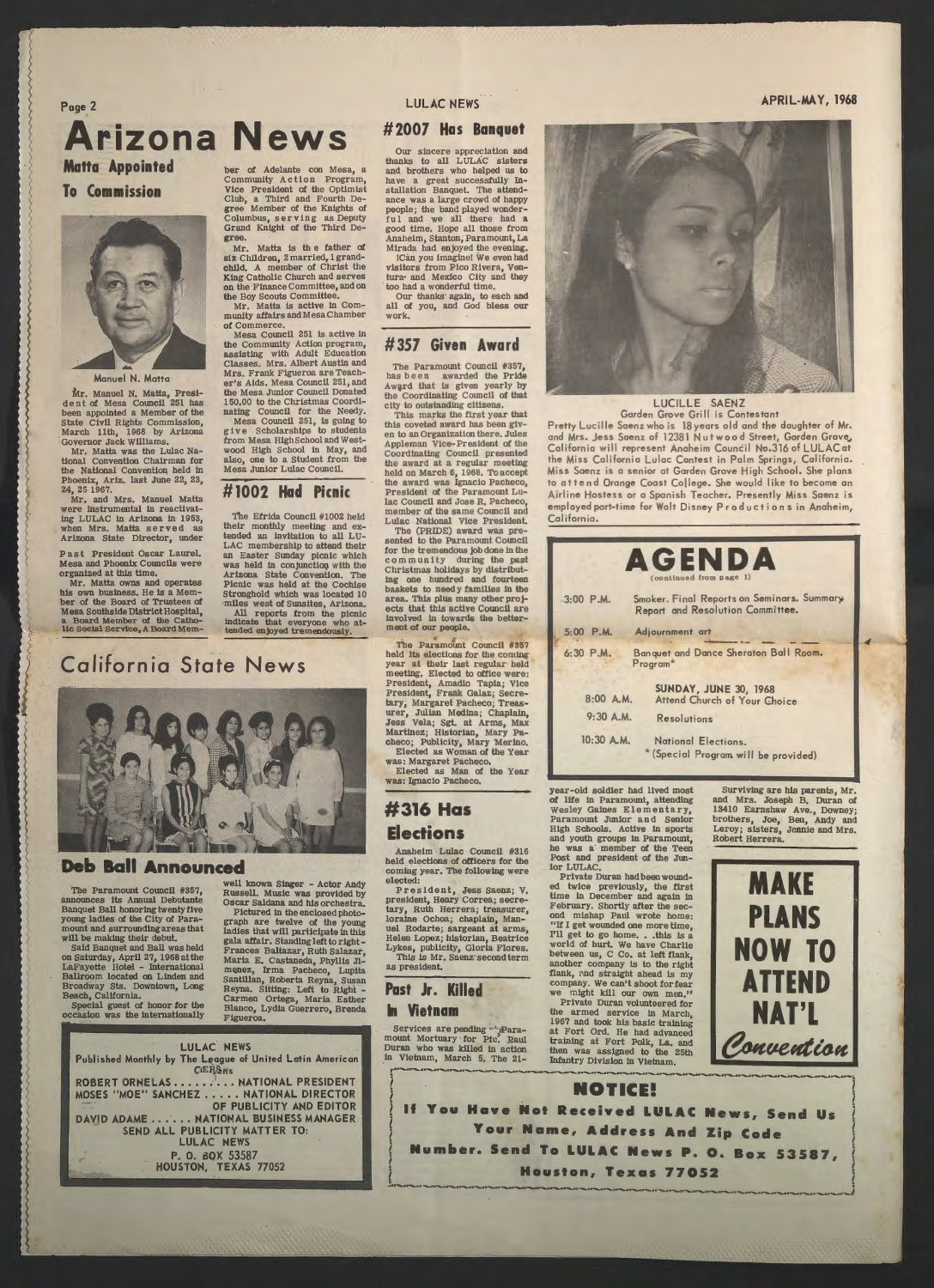# Arizona News

## Matta Appointed To Commission

Manuel N. Matta

Mr. Manuel N. Matta, President of Mesa Council 251 has been appointed a Member of the State Civil Rights Commission, March 11th, 1968 by Arizona Governor Jack Williams.

Mr. Matta was the Lulac National Convention Chairman for the National Convention held in Phoenix, Ariz. last June 22, 23, 24, 25 1967.

Mr. and Mrs. Manuel Matta were instrumental in reactivating LULAC in Arizona in 1953, when Mrs. Matta served as Arizona State Director, under Past President Oscar Laurel. Mesa and Phoenix Councils were organized at this time.

Mr. Matta owns and operates his own business. He is a Member of the Board of Trustees of Mesa Southside District Hospital, a Board Member of the Catholic Social Service, A Board Member of Adelante con Mesa, a Community Action Program, Vice President of the Optimist Club, a Third and Fourth Degree Member of the Knights of Columbus, serving as Deputy Grand Knight of the Third Degree.

Mr. Matta is the father of six Children, 2 married, 1 grandchild. A member of Christ the King Catholic Church and serves on the Finance Committee, and on the Boy Scouts Committee.

Mr. Matta is active in Community affairs and Mesa Chamber of Commerce.

Mesa Council 251 is active in the Community Action program, assisting with Adult Education Classes. Mrs. Albert Austin and Mrs. Frank Figueroa are Teacher's Aids. Mesa Council 251, and the Mesa Junior Council Donated 150.00 to the Christmas Coordinating Council for the Needy.

Mesa Council 251, is going to give Scholarships to students from Mesa High School and Westwood High School in May, and also, one to a Student from the Mesa Junior Lulac Council.

## #1002 Had Picnic

The Efrida Council #1002 held their monthly meeting and extended an invitation to all LULAC membership to attend their an Easter Sunday picnic which was held in conjunction with the Arizona State Convention. The Picnic was held at the Cochise Stronghold which was located 10 miles west of Sunsites, Arizona.

All reports from the picnic indicate that everyone who attended enjoyed tremendously.

# California State News

## Deb Ball Announced

The Paramount Council #357, announces its Annual Debutante Banquet Ball honoring twenty five young ladies of the City of Paramount and surrounding areas that will be making their debut.

Said Banquet and Ball was held on Saturday, April 27, 1968 at the LaFayette Hotel - International Ballroom located on Linden and Broadway Sts. Downtown, Long Beach, California.

Special guest of honor for the occasion was the internationally well known Singer - Actor Andy Russell. Music was provided by Oscar Saldana and his orchestra.

Pictured in the enclosed photograph are twelve of the young ladies that will participate in this gala affair. Standing left to right - Frances Baltazar, Ruth Salazar, Maria E. Castaneda, Phyllis Jimenez, Irma Pacheco, Lupita Santillan, Roberta Reyna, Susan Reyna. Sitting: Left to Right - Carmen Ortega, Maria Esther Blanco, Lydia Guerrero, Brenda Figueroa.

LULAC NEWS
Published Monthly by The League of United Latin American CITIZENS
ROBERT ORNELAS . . . . . . . . NATIONAL PRESIDENT
MOSES "MOE" SANCHEZ . . . . . NATIONAL DIRECTOR OF PUBLICITY AND EDITOR
DAVID ADAME . . . . . . NATIONAL BUSINESS MANAGER
SEND ALL PUBLICITY MATTER TO:
LULAC NEWS
P. O. BOX 53587
HOUSTON, TEXAS 77052

## #2007 Has Banquet

Our sincere appreciation and thanks to all LULAC sisters and brothers who helped us to have a great successfully Installation Banquet. The attendance was a large crowd of happy people; the band played wonderful and we all there had a good time. Hope all those from Anaheim, Stanton, Paramount, La Mirada had enjoyed the evening.

!Can you imagine! We even had visitors from Pico Rivera, Ventura and Mexico City and they too had a wonderful time.

Our thanks again, to each and all of you, and God bless our work.

## #357 Given Award

The Paramount Council #357, has been awarded the Pride Award that is given yearly by the Coordinating Council of that city to outstanding citizens.

This marks the first year that this coveted award has been given to an Organization there. Jules Appleman Vice-President of the Coordinating Council presented the award at a regular meeting held on March 6, 1968. To accept the award was Ignacio Pacheco, President of the Paramount Lulac Council and Jose R. Pacheco, member of the same Council and Lulac National Vice President.

The (PRIDE) award was presented to the Paramount Council for the tremendous job done in the community during the past Christmas holidays by distributing one hundred and fourteen baskets to needy families in the area. This plus many other projects that this active Council are involved in towards the betterment of our people.

The Paramount Council #357 held its elections for the coming year at their last regular held meeting. Elected to office were: President, Amadio Tapia; Vice President, Frank Galaz; Secretary, Margaret Pacheco; Treasurer, Julian Medina; Chaplain, Jess Vela; Sgt. at Arms, Max Martinez; Historian, Mary Pacheco; Publicity, Mary Merino.

Elected as Woman of the Year was: Margaret Pacheco.

Elected as Man of the Year was: Ignacio Pacheco.

## #316 Has Elections

Anaheim Lulac Council #316 held elections of officers for the coming year. The following were elected:

President, Jess Saenz; V. president, Henry Correa; secretary, Ruth Herrera; treasurer, loraine Ochoa; chaplain, Manuel Rodarte; sargeant at arms, Helen Lopez; historian, Beatrice Lykes, publicity, Gloria Flores.

This is Mr. Saenz second term as president.

## Past Jr. Killed In Vietnam

Services are pending Paramount Mortuary for Pfc. Paul Duran who was killed in action in Vietnam, March 5. The 21-year-old soldier had lived most of life in Paramount, attending Wesley Gaines Elementary, Paramount Junior and Senior High Schools. Active in sports and youth groups in Paramount, he was a member of the Teen Post and president of the Junior LULAC.

Private Duran had been wounded twice previously, the first time in December and again in February. Shortly after the second mishap Paul wrote home: "If I get wounded one more time, I'll get to go home. . .this is a world of hurt. We have Charlie between us, C Co. at left flank, another company is to the right flank, and straight ahead is my company. We can't shoot for fear we might kill our own men."

Private Duran volunteered for the armed service in March, 1967 and took his basic training at Fort Ord. He had advanced training at Fort Polk, La. and then was assigned to the 25th Infantry Division in Vietnam.

Surviving are his parents, Mr. and Mrs. Joseph B. Duran of 13410 Earnshaw Ave., Downey; brothers, Joe, Ben, Andy and Leroy; sisters, Jennie and Mrs. Robert Herrera.

LUCILLE SAENZ
Garden Grove Grill is Contestant

Pretty Lucille Saenz who is 18 years old and the daughter of Mr. and Mrs. Jess Saenz of 12381 Nutwood Street, Garden Grove, California will represent Anaheim Council No. 316 of LULAC at the Miss California Lulac Contest in Palm Springs, California. Miss Saenz is a senior at Garden Grove High School. She plans to attend Orange Coast College. She would like to become an Airline Hostess or a Spanish Teacher. Presently Miss Saenz is employed part-time for Walt Disney Productions in Anaheim, California.

## AGENDA
(continued from page 1)

| | |
|---|---|
| 3:00 P.M. | Smoker. Final Reports on Seminars. Summary Report and Resolution Committee. |
| 5:00 P.M. | Adjournment art |
| 6:30 P.M. | Banquet and Dance Sheraton Ball Room. Program* |
| | SUNDAY, JUNE 30, 1968 |
| 8:00 A.M. | Attend Church of Your Choice |
| 9:30 A.M. | Resolutions |
| 10:30 A.M. | National Elections. |

*(Special Program will be provided)

MAKE PLANS NOW TO ATTEND NAT'L *Convention*

## NOTICE!

**If You Have Not Received LULAC News, Send Us Your Name, Address And Zip Code Number. Send To LULAC News P. O. Box 53587, Houston, Texas 77052**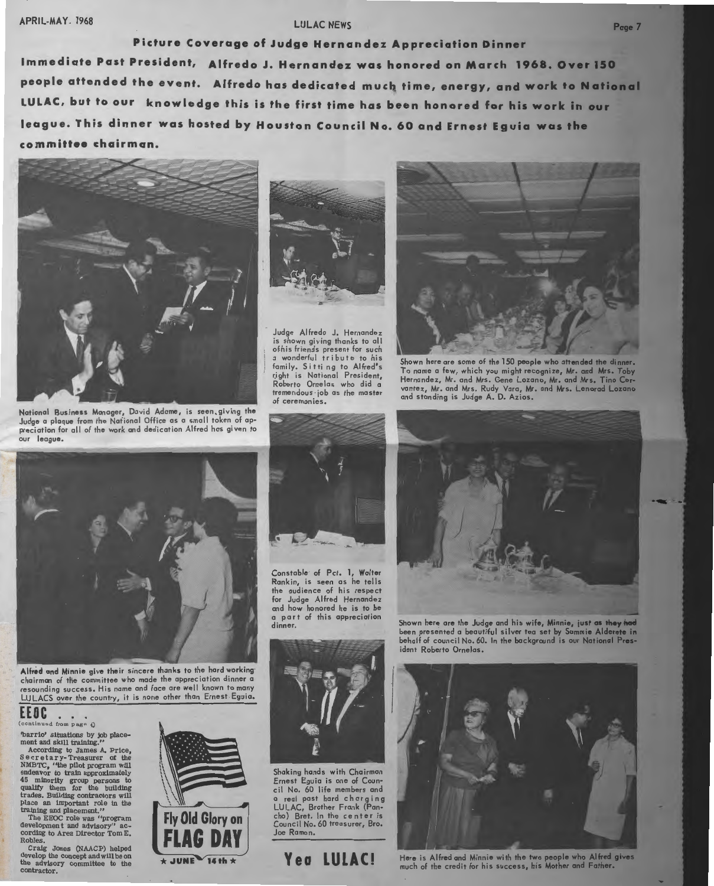## Picture Coverage of Judge Hernandez Appreciation Dinner

**Immediate Past President, Alfredo J. Hernandez was honored on March 1968. Over 150 people attended the event. Alfredo has dedicated much time, energy, and work to National LULAC, but to our knowledge this is the first time has been honored for his work in our league. This dinner was hosted by Houston Council No. 60 and Ernest Eguia was the committee chairman.**

National Business Manager, David Adame, is seen giving the Judge a plaque from the National Office as a small token of appreciation for all of the work and dedication Alfred has given to our league.

Judge Alfredo J. Hernandez is shown giving thanks to all of his friends present for such a wonderful tribute to his family. Sitting to Alfred's right is National President, Roberto Ornelas who did a tremendous job as the master of ceremonies.

Shown here are some of the 150 people who attended the dinner. To name a few, which you might recognize, Mr. and Mrs. Toby Hernandez, Mr. and Mrs. Gene Lozano, Mr. and Mrs. Tino Cervantez, Mr. and Mrs. Rudy Vara, Mr. and Mrs. Lenorad Lozano and standing is Judge A. D. Azios.

Alfred and Minnie give their sincere thanks to the hard working chairman of the committee who made the appreciation dinner a resounding success. His name and face are well known to many LULACS over the country, it is none other than Ernest Eguia.

Constable of Pct. 1, Walter Rankin, is seen as he tells the audience of his respect for Judge Alfred Hernandez and how honored he is to be a part of this appreciation dinner.

Shown here are the Judge and his wife, Minnie, just as they had been presented a beautiful silver tea set by Sammie Alderete in behalf of council No. 60. In the background is our National President Roberto Ornelas.

Shaking hands with Chairman Ernest Eguia is one of Council No. 60 life members and a real past hard charging LULAC, Brother Frank (Pancho) Bret. In the center is Council No. 60 treasurer, Bro. Joe Ramon.

Here is Alfred and Minnie with the two people who Alfred gives much of the credit for his success, his Mother and Father.

### EEOC . . .

(continued from page 4)

'barrio' situations by job placement and skill training."

According to James A. Price, Secretary-Treasurer of the NMBTC, "the pilot program will endeavor to train approximately 45 minority group persons to qualify them for the building trades. Building contractors will place an important role in the training and placement."

The EEOC role was "program development and advisory" according to Area Director Tom E. Robles.

Craig Jones (NAACP) helped develop the concept and will be on the advisory committee to the contractor.

Fly Old Glory on FLAG DAY

★ JUNE 14th ★

**Yea LULAC!**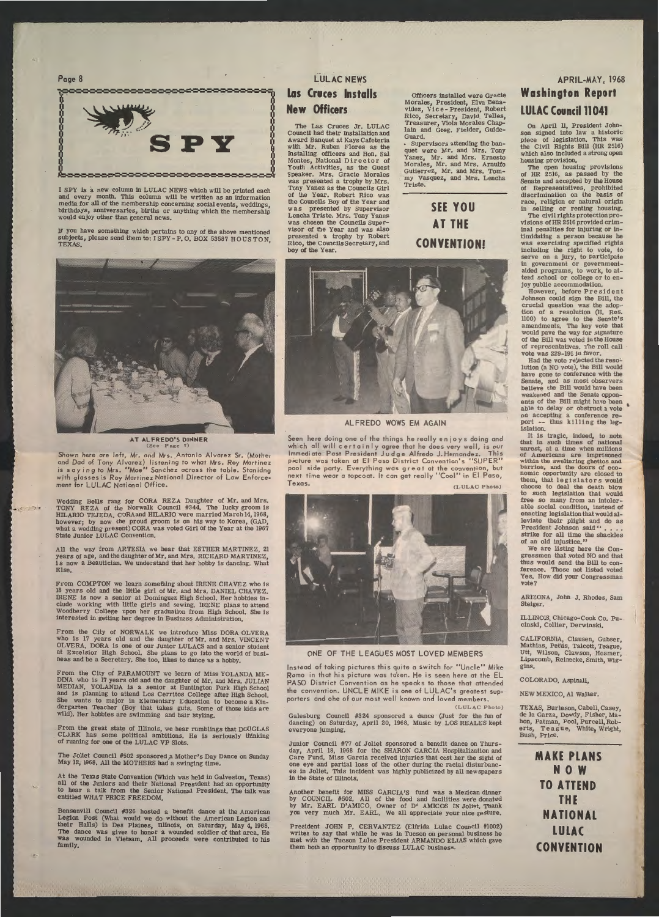# SPY

I SPY is a new column in LULAC NEWS which will be printed each and every month. This column will be written as an information media for all of the membership concerning social events, weddings, birthdays, anniversaries, births or anything which the membership would enjoy other than general news.

If you have something which pertains to any of the above mentioned subjects, please send them to: I SPY - P. O. BOX 53587 HOUSTON, TEXAS.

AT ALFREDO'S DINNER
(See Page 7)

Shown here are left, Mr. and Mrs. Antonio Alvarez Sr. (Mother and Dad of Tony Alvarez) listening to what Mrs. Roy Martinez is saying to Mrs. "Moe" Sanchez across the table. Standing with glasses is Roy Martinez National Director of Law Enforcement for LULAC National Office.

Wedding Bells rang for CORA REZA Daughter of Mr. and Mrs. TONY REZA of the Norwalk Council #344. The lucky groom is HILARIO TEJEDA. CORA and HILARIO were married March 14, 1968, however; by now the proud groom is on his way to Korea, (GAD, what a wedding present) CORA was voted Girl of the Year at the 1967 State Junior LULAC Convention.

All the way from ARTESIA we hear that ESTHER MARTINEZ, 21 years of age, and the daughter of Mr. and Mrs. RICHARD MARTINEZ, is now a Beautician. We understand that her hobby is dancing. What Else.

From COMPTON we learn something about IRENE CHAVEZ who is 18 years old and the little girl of Mr. and Mrs. DANIEL CHAVEZ. IRENE is now a senior at Dominguez High School. Her hobbies include working with little girls and sewing. IRENE plans to attend Woodberry College upon her graduation from High School. She is interested in getting her degree in Business Administration.

From the City of NORWALK we introduce Miss DORA OLVERA who is 17 years old and the daughter of Mr. and Mrs. VINCENT OLVERA. DORA is one of our Junior LULACS and a senior student at Excelsior High School. She plans to go into the world of business and be a Secretary. She too, likes to dance as a hobby.

From the City of PARAMOUNT we learn of Miss YOLANDA MEDINA who is 17 years old and the daughter of Mr. and Mrs. JULIAN MEDIAN. YOLANDA is a senior at Huntington Park High School and is planning to attend Los Cerritos College after High School. She wants to major in Elementary Education to become a Kindergarten Teacher (Boy that takes guts. Some of those kids are wild). Her hobbies are swimming and hair styling.

From the great state of Illinois, we hear rumblings that DOUGLAS CLARK has some political ambitions. He is seriously thinking of running for one of the LULAC VP Slots.

The Joliet Council #502 sponsored a Mother's Day Dance on Sunday May 12, 1968. All the MOTHERS had a swinging time.

At the Texas State Convention (Which was held in Galveston, Texas) all of the Juniors and their National President had an opportunity to hear a talk from the Senior National President. The talk was entitled WHAT PRICE FREEDOM.

Bensenvill Council #326 hosted a benefit dance at the American Legion Post (What would we do without the American Legion and their Halls) in Des Plaines, Illinois, on Saturday, May 4, 1968. The dance was given to honor a wounded soldier of that area. He was wounded in Vietnam. All proceeds were contributed to his family.

## Las Cruces Installs New Officers

The Las Cruces Jr. LULAC Council had their Installation and Award Banquet at Kays Cafeteria with Mr. Ruben Flores as the Installing officers and Hon. Sal Montes, National Director of Youth Activities, as the Guest Speaker. Mrs. Gracie Morales was presented a trophy by Mrs. Tony Yanez as the Councils Girl of the Year. Robert Rico was the Councils Boy of the Year and was presented by Supervisor Lencha Triste. Mrs. Tony Yanez was chosen the Councils Supervisor of the Year and was also presented a trophy by Robert Rico, the Councils Secretary, and boy of the Year.

Officers installed were Gracie Morales, President, Elva Benavidez, Vice-President, Robert Rico, Secretary, David Telles, Treasurer, Viola Morales Chaplain and Greg. Fielder, Guide-Guard.

Supervisors attending the banquet were Mr. and Mrs. Tony Yanez, Mr. and Mrs. Ernesto Morales, Mr. and Mrs. Arnulfo Gutierrez, Mr. and Mrs. Tommy Vasquez, and Mrs. Lencha Triste.

**SEE YOU AT THE CONVENTION!**

ALFREDO WOWS EM AGAIN

Seen here doing one of the things he really enjoys doing and which all will certainly agree that he does very well, is our Immediate Past President Judge Alfredo J. Hernandez. This picture was taken at El Paso District Convention's "SUPER" pool side party. Everything was great at the convention, but next time wear a topcoat. It can get really "Cool" in El Paso, Texas.

(LULAC Photo)

ONE OF THE LEAGUES MOST LOVED MEMBERS

Instead of taking pictures this quite a switch for "Uncle" Mike Romo in that his picture was taken. He is seen here at the EL PASO District Convention as he speaks to those that attended the convention. UNCLE MIKE is one of LULAC's greatest supporters and one of our most well known and loved members.

(LULAC Photo)

Galesburg Council #324 sponsored a dance (Just for the fun of dancing) on Saturday, April 20, 1968. Music by LOS REALES kept everyone jumping.

Junior Council #77 of Joliet sponsored a benefit dance on Thursday, April 18, 1968 for the SHARON GARCIA Hospitalization and Care Fund. Miss Garcia received injuries that cost her the sight of one eye and partial loss of the other during the racial disturbances in Joliet. This incident was highly publicized by all newspapers in the State of Illinois.

Another benefit for MISS GARCIA'S fund was a Mexican dinner by COUNCIL #502. All of the food and facilities were donated by Mr. EARL D'AMICO, Owner of D' AMICOS IN Joliet. Thank you very much Mr. EARL. We all appreciate your nice gesture.

President JOHN P. CERVANTEZ (Elfrida Lulac Council #1002) writes to say that while he was in Tucson on personal business he met with the Tucson Lulac President ARMANDO ELIAS which gave them both an opportunity to discuss LULAC business.

## Washington Report LULAC Council 11041

On April 11, President Johnson signed into law a historic piece of legislation. This was the Civil Rights Bill (HR 2516) which also included a strong open housing provision.

The open housing provisions of HR 2516, as passed by the Senate and accepted by the House of Representatives, prohibited discrimination on the basis of race, religion or natural origin in selling or renting housing.

The civil rights protection provisions of HR 2516 provided criminal penalties for injuring or intimidating a person because he was exercising specified rights including the right to vote, to serve on a jury, to participate in government or government-aided programs, to work, to attend school or college or to enjoy public accommodation.

However, before President Johnson could sign the Bill, the crucial question was the adoption of a resolution (H. Res. 1100) to agree to the Senate's amendments. The key vote that would pave the way for signature of the Bill was voted in the House of representatives. The roll call vote was 229-195 in favor.

Had the vote rejected the resolution (a NO vote), the Bill would have gone to conference with the Senate, and as most observers believe the Bill would have been weakened and the Senate opponents of the Bill might have been able to delay or obstruct a vote on accepting a conference report -- thus killing the legislation.

It is tragic, indeed, to note that in such times of national unrest, at a time when millions of Americans are imprisoned within the sweltering ghettos and barrios, and the doors of economic opportunity are closed to them, that legislators would choose to deal the death blow to such legislation that would free so many from an intolerable social condition, instead of enacting legislation that would alleviate their plight and do as President Johnson said " . . . . strike for all time the shackles of an old injustice."

We are listing here the Congressmen that voted NO and that thus would send the Bill to conference. Those not listed voted Yes. How did your Congressman vote?

ARIZONA, John J. Rhodes, Sam Steiger.

ILLINOIS, Chicago-Cook Co. Pucinski, Collier, Derwinski.

CALIFORNIA, Clausen, Gubser, Mathias, Petiis, Talcott, Teague, Utt, Wilson, Clawson, Hosmer, Lipscomb, Reinecke, Smith, Wiggins.

COLORADO, Aspinall,

NEW MEXICO, Al Walker.

TEXAS, Burleson, Cabell, Casey, de la Garza, Dowdy, Fisher, Mahon, Patman, Pool, Purcell, Roberts, Teague, White, Wright, Bush, Price.

**MAKE PLANS NOW TO ATTEND THE NATIONAL LULAC CONVENTION**